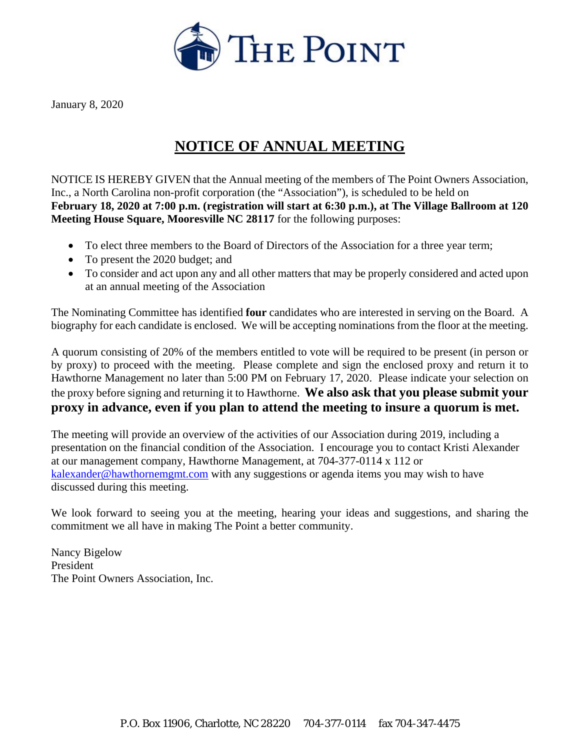THE POINT

January 8, 2020

# NOTICE OF ANNUAL MEETING

NOTICE IS HEREBY GIVEN that the Annual meeting of the members of The Point Owners Association, Inc., a North Carolina non-profit corporation (the "Association"), is scheduled to be held on **February 18, 2020 at 7:00 p.m. (registration will start at 6:30 p.m.), at The Village Ballroom at 120 Meeting House Square, Mooresville NC 28117** for the following purposes:

- To elect three members to the Board of Directors of the Association for a three year term;
- To present the 2020 budget; and
- To consider and act upon any and all other matters that may be properly considered and acted upon at an annual meeting of the Association

The Nominating Committee has identified **four** candidates who are interested in serving on the Board. A biography for each candidate is enclosed. We will be accepting nominations from the floor at the meeting.

A quorum consisting of 20% of the members entitled to vote will be required to be present (in person or by proxy) to proceed with the meeting. Please complete and sign the enclosed proxy and return it to Hawthorne Management no later than 5:00 PM on February 17, 2020. Please indicate your selection on the proxy before signing and returning it to Hawthorne. **We also ask that you please submit your proxy in advance, even if you plan to attend the meeting to insure a quorum is met.**

The meeting will provide an overview of the activities of our Association during 2019, including a presentation on the financial condition of the Association. I encourage you to contact Kristi Alexander at our management company, Hawthorne Management, at 704-377-0114 x 112 or kalexander@hawthornemgmt.com with any suggestions or agenda items you may wish to have discussed during this meeting.

We look forward to seeing you at the meeting, hearing your ideas and suggestions, and sharing the commitment we all have in making The Point a better community.

Nancy Bigelow
President
The Point Owners Association, Inc.

P.O. Box 11906, Charlotte, NC 28220 704-377-0114 fax 704-347-4475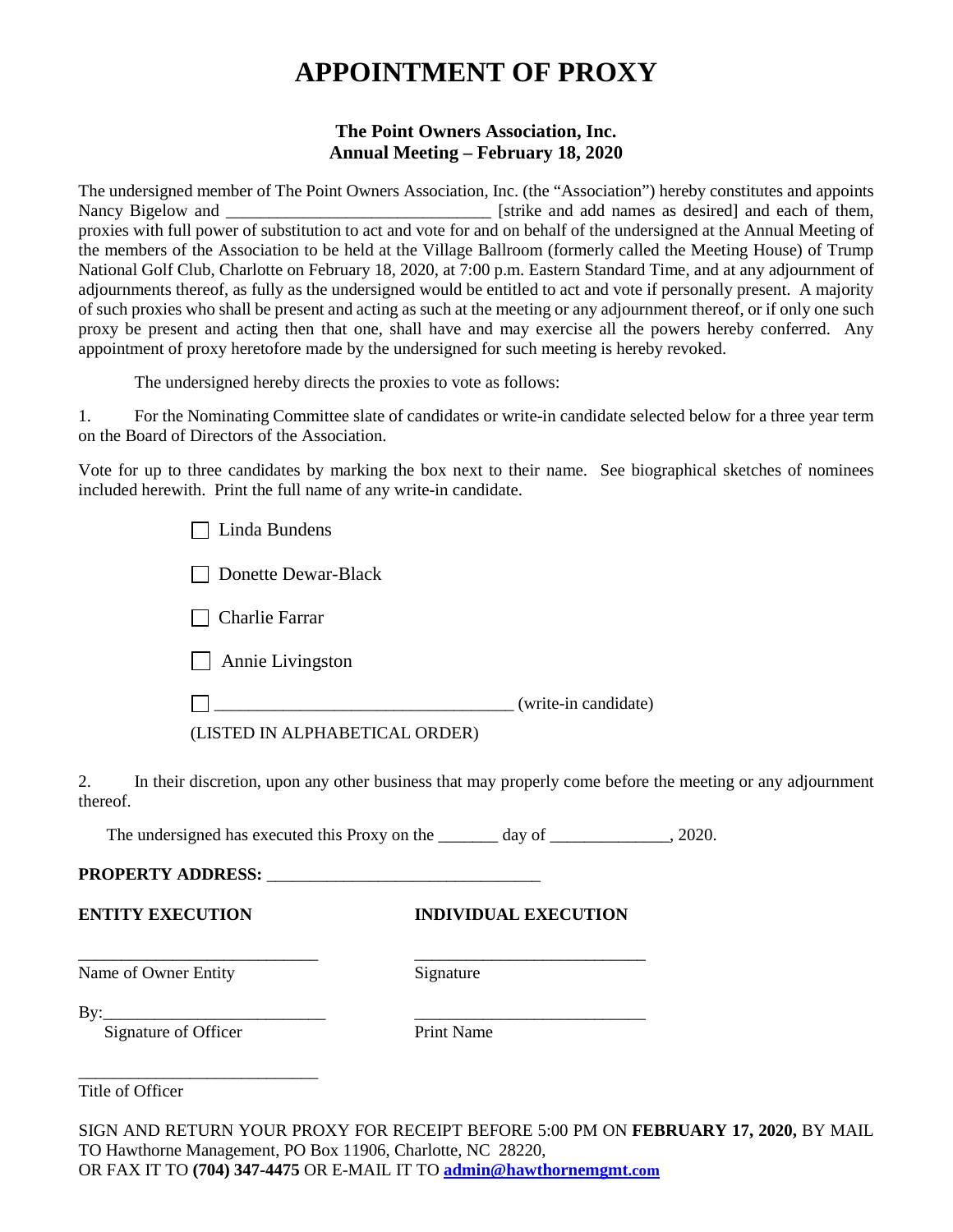# APPOINTMENT OF PROXY

**The Point Owners Association, Inc.**
**Annual Meeting – February 18, 2020**

The undersigned member of The Point Owners Association, Inc. (the "Association") hereby constitutes and appoints Nancy Bigelow and ______________________________ [strike and add names as desired] and each of them, proxies with full power of substitution to act and vote for and on behalf of the undersigned at the Annual Meeting of the members of the Association to be held at the Village Ballroom (formerly called the Meeting House) of Trump National Golf Club, Charlotte on February 18, 2020, at 7:00 p.m. Eastern Standard Time, and at any adjournment of adjournments thereof, as fully as the undersigned would be entitled to act and vote if personally present. A majority of such proxies who shall be present and acting as such at the meeting or any adjournment thereof, or if only one such proxy be present and acting then that one, shall have and may exercise all the powers hereby conferred. Any appointment of proxy heretofore made by the undersigned for such meeting is hereby revoked.

The undersigned hereby directs the proxies to vote as follows:

1. For the Nominating Committee slate of candidates or write-in candidate selected below for a three year term on the Board of Directors of the Association.

Vote for up to three candidates by marking the box next to their name. See biographical sketches of nominees included herewith. Print the full name of any write-in candidate.

- ☐ Linda Bundens
- ☐ Donette Dewar-Black
- ☐ Charlie Farrar
- ☐ Annie Livingston
- ☐ _________________________________ (write-in candidate)

(LISTED IN ALPHABETICAL ORDER)

2. In their discretion, upon any other business that may properly come before the meeting or any adjournment thereof.

The undersigned has executed this Proxy on the _______ day of ______________, 2020.

**PROPERTY ADDRESS:** _______________________________

| **ENTITY EXECUTION** | **INDIVIDUAL EXECUTION** |
|---|---|
| ____________________________ | ___________________________ |
| Name of Owner Entity | Signature |
| By:_________________________ | ___________________________ |
| Signature of Officer | Print Name |
| ____________________________ | |
| Title of Officer | |

SIGN AND RETURN YOUR PROXY FOR RECEIPT BEFORE 5:00 PM ON **FEBRUARY 17, 2020,** BY MAIL TO Hawthorne Management, PO Box 11906, Charlotte, NC 28220,
OR FAX IT TO **(704) 347-4475** OR E-MAIL IT TO **admin@hawthornemgmt.com**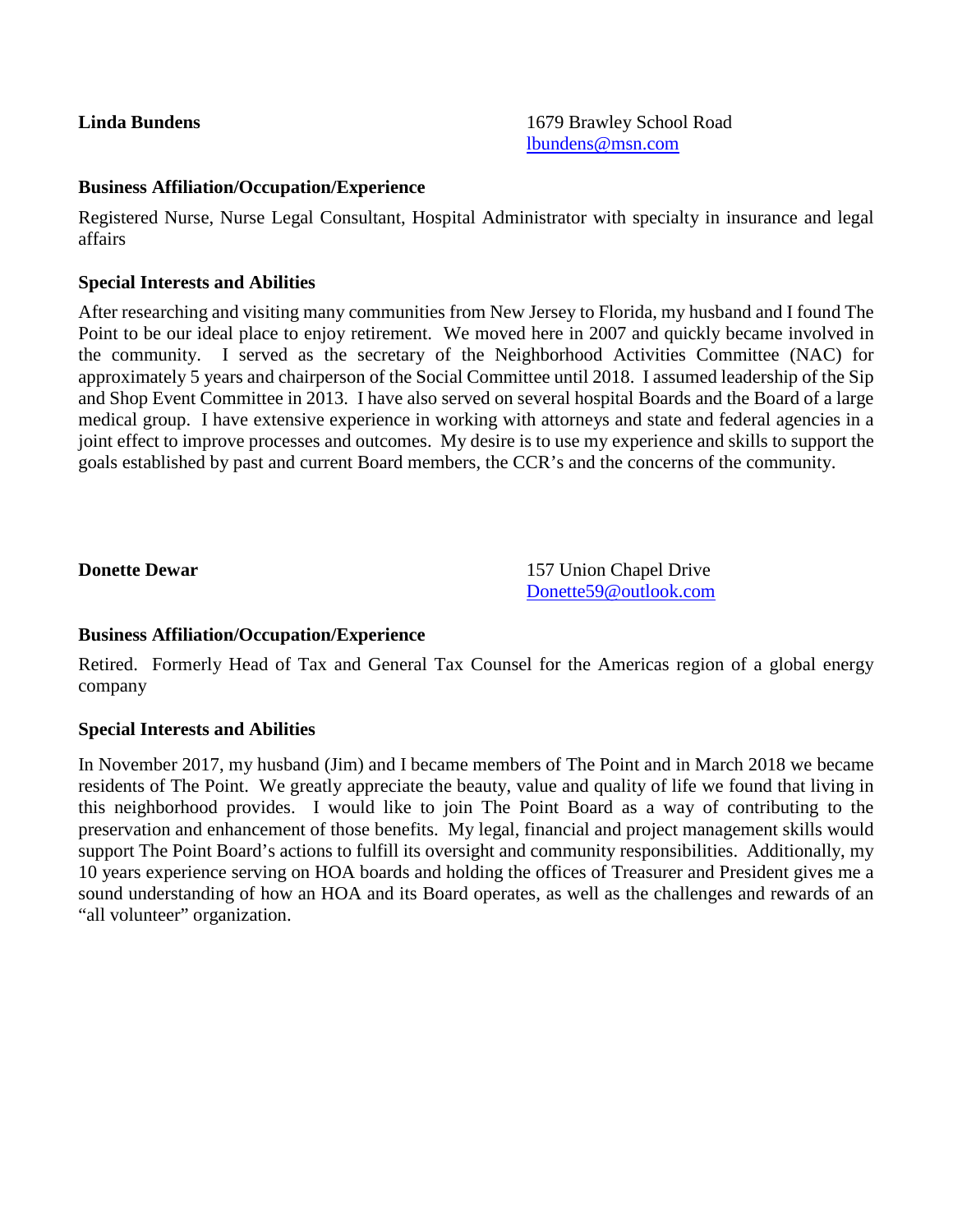**Linda Bundens**

1679 Brawley School Road
lbundens@msn.com

### Business Affiliation/Occupation/Experience

Registered Nurse, Nurse Legal Consultant, Hospital Administrator with specialty in insurance and legal affairs

### Special Interests and Abilities

After researching and visiting many communities from New Jersey to Florida, my husband and I found The Point to be our ideal place to enjoy retirement. We moved here in 2007 and quickly became involved in the community. I served as the secretary of the Neighborhood Activities Committee (NAC) for approximately 5 years and chairperson of the Social Committee until 2018. I assumed leadership of the Sip and Shop Event Committee in 2013. I have also served on several hospital Boards and the Board of a large medical group. I have extensive experience in working with attorneys and state and federal agencies in a joint effect to improve processes and outcomes. My desire is to use my experience and skills to support the goals established by past and current Board members, the CCR's and the concerns of the community.

**Donette Dewar**

157 Union Chapel Drive
Donette59@outlook.com

### Business Affiliation/Occupation/Experience

Retired. Formerly Head of Tax and General Tax Counsel for the Americas region of a global energy company

### Special Interests and Abilities

In November 2017, my husband (Jim) and I became members of The Point and in March 2018 we became residents of The Point. We greatly appreciate the beauty, value and quality of life we found that living in this neighborhood provides. I would like to join The Point Board as a way of contributing to the preservation and enhancement of those benefits. My legal, financial and project management skills would support The Point Board's actions to fulfill its oversight and community responsibilities. Additionally, my 10 years experience serving on HOA boards and holding the offices of Treasurer and President gives me a sound understanding of how an HOA and its Board operates, as well as the challenges and rewards of an "all volunteer" organization.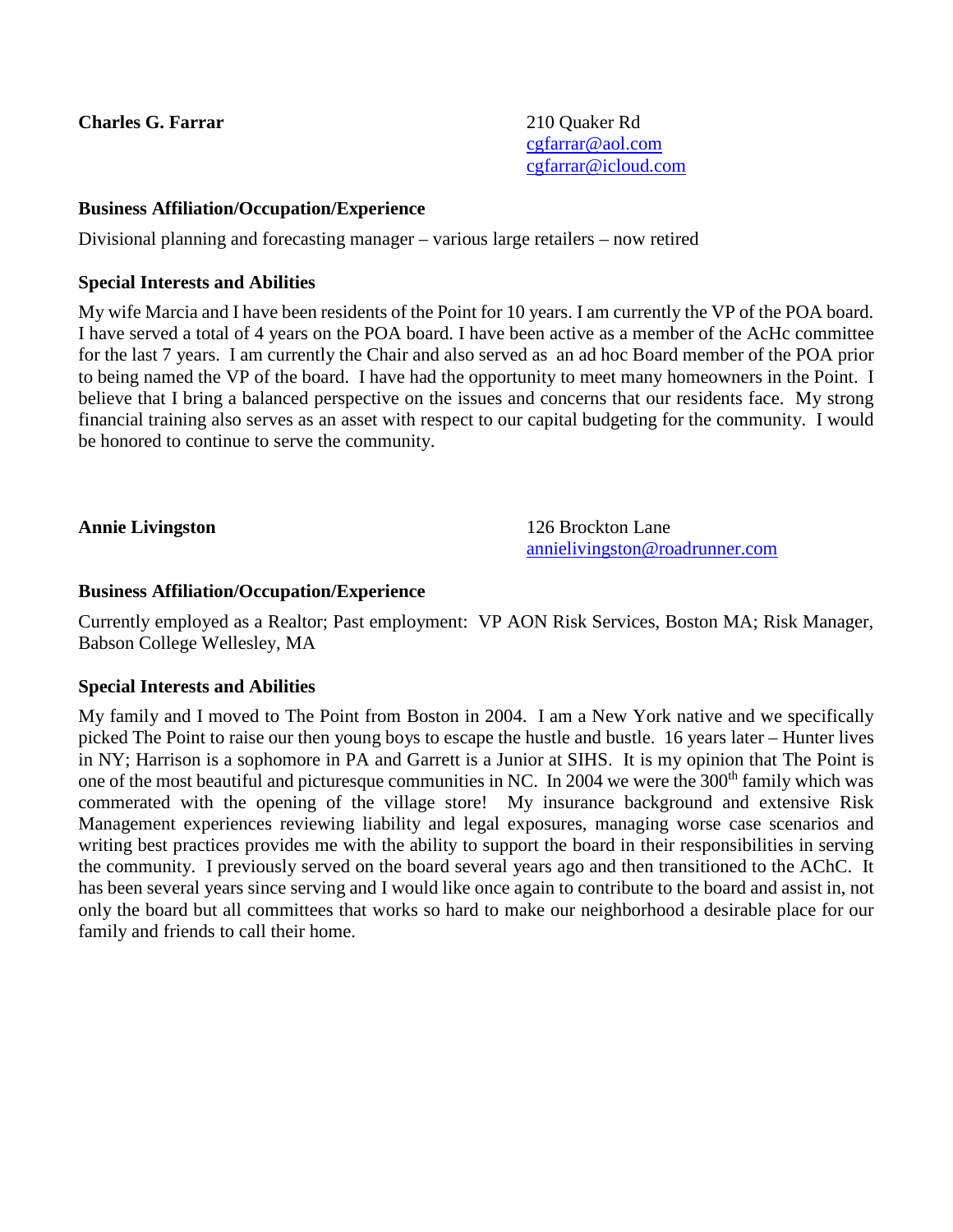**Charles G. Farrar**

210 Quaker Rd
cgfarrar@aol.com
cgfarrar@icloud.com

**Business Affiliation/Occupation/Experience**

Divisional planning and forecasting manager – various large retailers – now retired

**Special Interests and Abilities**

My wife Marcia and I have been residents of the Point for 10 years. I am currently the VP of the POA board. I have served a total of 4 years on the POA board. I have been active as a member of the AcHc committee for the last 7 years. I am currently the Chair and also served as an ad hoc Board member of the POA prior to being named the VP of the board. I have had the opportunity to meet many homeowners in the Point. I believe that I bring a balanced perspective on the issues and concerns that our residents face. My strong financial training also serves as an asset with respect to our capital budgeting for the community. I would be honored to continue to serve the community.

**Annie Livingston**

126 Brockton Lane
annielivingston@roadrunner.com

**Business Affiliation/Occupation/Experience**

Currently employed as a Realtor; Past employment: VP AON Risk Services, Boston MA; Risk Manager, Babson College Wellesley, MA

**Special Interests and Abilities**

My family and I moved to The Point from Boston in 2004. I am a New York native and we specifically picked The Point to raise our then young boys to escape the hustle and bustle. 16 years later – Hunter lives in NY; Harrison is a sophomore in PA and Garrett is a Junior at SIHS. It is my opinion that The Point is one of the most beautiful and picturesque communities in NC. In 2004 we were the 300th family which was commerated with the opening of the village store! My insurance background and extensive Risk Management experiences reviewing liability and legal exposures, managing worse case scenarios and writing best practices provides me with the ability to support the board in their responsibilities in serving the community. I previously served on the board several years ago and then transitioned to the AChC. It has been several years since serving and I would like once again to contribute to the board and assist in, not only the board but all committees that works so hard to make our neighborhood a desirable place for our family and friends to call their home.